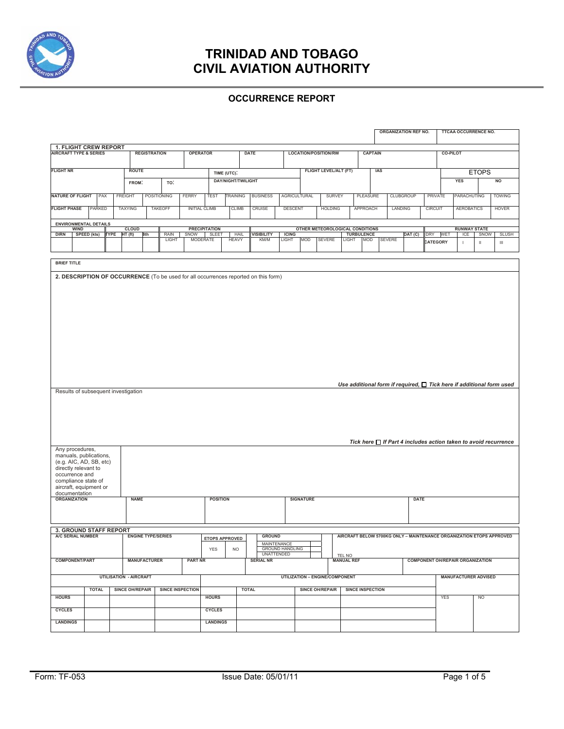# TRINIDAD AND TOBAGO
# CIVIL AVIATION AUTHORITY

## OCCURRENCE REPORT

| ORGANIZATION REF NO. | TTCAA OCCURRENCE NO. |
|---|---|
| | |

### 1. FLIGHT CREW REPORT

| AIRCRAFT TYPE & SERIES | REGISTRATION | OPERATOR | DATE | LOCATION/POSITION/RW | CAPTAIN | CO-PILOT |
|---|---|---|---|---|---|---|
| | | | | | | |

| FLIGHT NR | ROUTE | | TIME (UTC): | FLIGHT LEVEL/ALT (FT) | IAS | ETOPS | |
|---|---|---|---|---|---|---|---|
| | FROM: | TO: | DAY/NIGHT/TWILIGHT | | | YES | NO |

| NATURE OF FLIGHT | PAX | FREIGHT | POSITIONING | FERRY | TEST | TRAINING | BUSINESS | AGRICULTURAL | SURVEY | PLEASURE | CLUBGROUP | PRIVATE | PARACHUTING | TOWING |
|---|---|---|---|---|---|---|---|---|---|---|---|---|---|---|

| FLIGHT PHASE | PARKED | TAXYING | TAKEOFF | INITIAL CLIMB | CLIMB | CRUISE | DESCENT | HOLDING | APPROACH | LANDING | CIRCUIT | AEROBATICS | HOVER |
|---|---|---|---|---|---|---|---|---|---|---|---|---|---|

**ENVIRONMENTAL DETAILS**

| WIND | | CLOUD | | | PRECIPITATION | | | | OTHER METEOROLOGICAL CONDITIONS | | | | | | | | RUNWAY STATE | | | | |
|---|---|---|---|---|---|---|---|---|---|---|---|---|---|---|---|---|---|---|---|---|---|
| DIRN | SPEED (kts) | TYPE | HT (ft) | 8th | RAIN | SNOW | SLEET | HAIL | VISIBILITY | ICING | | | TURBULENCE | | | OAT (C) | DRY | WET | ICE | SNOW | SLUSH |
| | | | | | LIGHT | MODERATE | | HEAVY | KM/M | LIGHT | MOD | SEVERE | LIGHT | MOD | SEVERE | | CATEGORY | | I | II | III |

**BRIEF TITLE**

**2. DESCRIPTION OF OCCURRENCE** (To be used for all occurrences reported on this form)

*Use additional form if required, ☐ Tick here if additional form used*

Results of subsequent investigation

*Tick here ☐ If Part 4 includes action taken to avoid recurrence*

Any procedures, manuals, publications, (e.g. AIC, AD, SB, etc) directly relevant to occurrence and compliance state of aircraft, equipment or documentation

| ORGANIZATION | NAME | POSITION | SIGNATURE | DATE |
|---|---|---|---|---|
| | | | | |

### 3. GROUND STAFF REPORT

| A/C SERIAL NUMBER | ENGINE TYPE/SERIES | ETOPS APPROVED | | GROUND | AIRCRAFT BELOW 5700KG ONLY – MAINTENANCE ORGANIZATION ETOPS APPROVED |
|---|---|---|---|---|---|
| | | YES | NO | MAINTENANCE<br>GROUND HANDLING<br>UNATTENDED | TEL NO |

| COMPONENT/PART | MANUFACTURER | PART NR | SERIAL NR | MANUAL REF | COMPONENT OH/REPAIR ORGANIZATION |
|---|---|---|---|---|---|
| | | | | | |

| UTILISATION - AIRCRAFT | | | | UTILIZATION – ENGINE/COMPONENT | | | | MANUFACTURER ADVISED | |
|---|---|---|---|---|---|---|---|---|---|
| | TOTAL | SINCE OH/REPAIR | SINCE INSPECTION | | TOTAL | SINCE OH/REPAIR | SINCE INSPECTION | | |
| HOURS | | | | HOURS | | | | YES | NO |
| CYCLES | | | | CYCLES | | | | | |
| LANDINGS | | | | LANDINGS | | | | | |

Form: TF-053 Issue Date: 05/01/11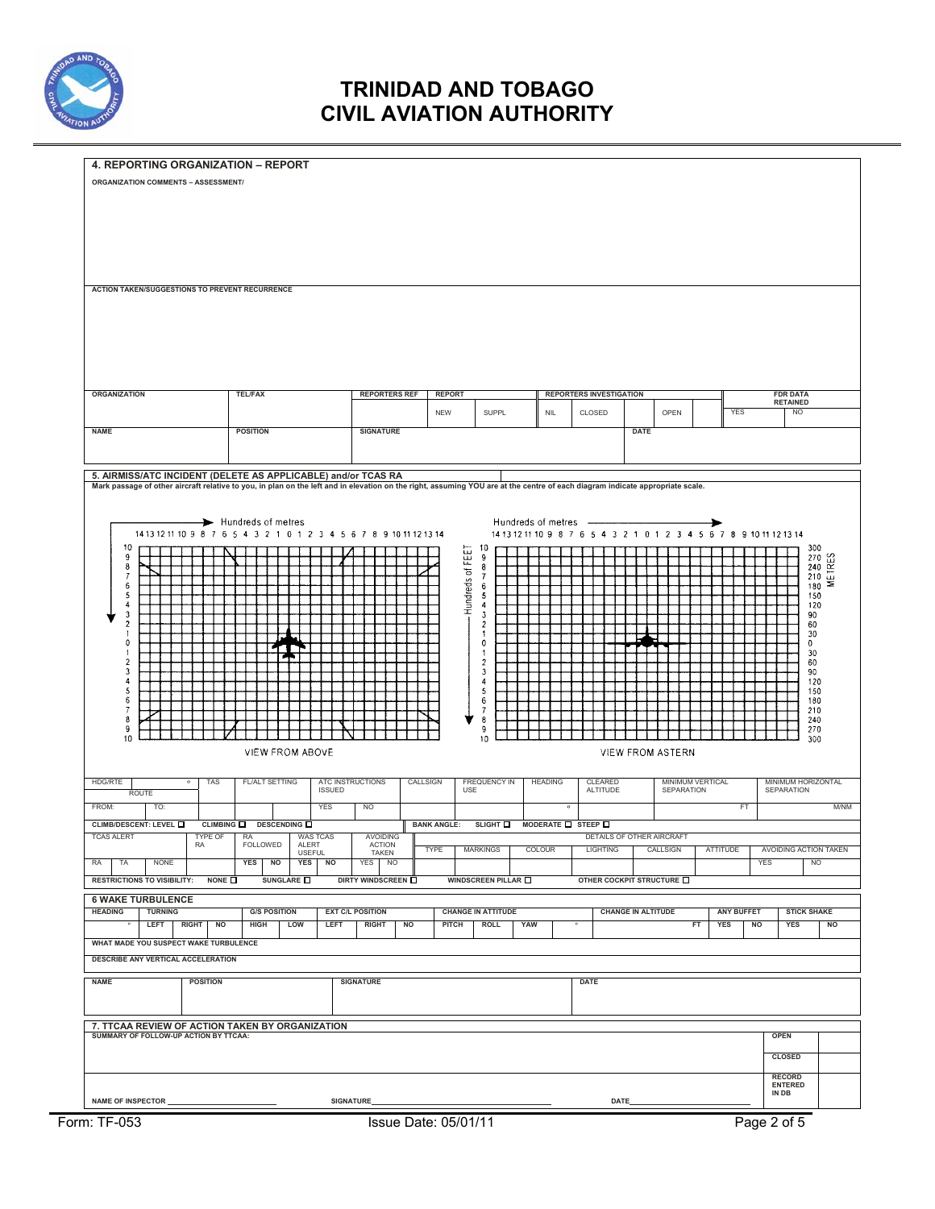# TRINIDAD AND TOBAGO CIVIL AVIATION AUTHORITY

## 4. REPORTING ORGANIZATION – REPORT

**ORGANIZATION COMMENTS – ASSESSMENT/**

**ACTION TAKEN/SUGGESTIONS TO PREVENT RECURRENCE**

| ORGANIZATION | TEL/FAX | REPORTERS REF | REPORT | | REPORTERS INVESTIGATION | | | FDR DATA RETAINED | |
|---|---|---|---|---|---|---|---|---|---|
| | | | NEW | SUPPL | NIL | CLOSED | OPEN | YES | NO |

| NAME | POSITION | SIGNATURE | DATE |
|---|---|---|---|
| | | | |

## 5. AIRMISS/ATC INCIDENT (DELETE AS APPLICABLE) and/or TCAS RA

Mark passage of other aircraft relative to you, in plan on the left and in elevation on the right, assuming YOU are at the centre of each diagram indicate appropriate scale.

Hundreds of metres: 14 13 12 11 10 9 8 7 6 5 4 3 2 1 0 1 2 3 4 5 6 7 8 9 10 11 12 13 14

VIEW FROM ABOVE

Hundreds of metres: 14 13 12 11 10 9 8 7 6 5 4 3 2 1 0 1 2 3 4 5 6 7 8 9 10 11 12 13 14

Hundreds of FEET: 10 9 8 7 6 5 4 3 2 1 0 1 2 3 4 5 6 7 8 9 10

METRES: 300 270 240 210 180 150 120 90 60 30 0 30 60 90 120 150 180 210 240 270 300

VIEW FROM ASTERN

| HDG/RTE | ° | TAS | FL/ALT SETTING | ATC INSTRUCTIONS ISSUED | | CALLSIGN | FREQUENCY IN USE | HEADING | CLEARED ALTITUDE | MINIMUM VERTICAL SEPARATION | MINIMUM HORIZONTAL SEPARATION |
|---|---|---|---|---|---|---|---|---|---|---|---|
| ROUTE FROM: | TO: | | | YES | NO | | | ° | | FT | M/NM |

CLIMB/DESCENT: LEVEL ☐ CLIMBING ☐ DESCENDING ☐ | BANK ANGLE: SLIGHT ☐ MODERATE ☐ STEEP ☐

| TCAS ALERT | | | TYPE OF RA | RA FOLLOWED | | WAS TCAS ALERT USEFUL | | AVOIDING ACTION TAKEN | | DETAILS OF OTHER AIRCRAFT: TYPE | MARKINGS | COLOUR | LIGHTING | CALLSIGN | ATTITUDE | AVOIDING ACTION TAKEN | |
|---|---|---|---|---|---|---|---|---|---|---|---|---|---|---|---|---|---|
| RA | TA | NONE | | YES | NO | YES | NO | YES | NO | | | | | | | YES | NO |

RESTRICTIONS TO VISIBILITY: NONE ☐ SUNGLARE ☐ DIRTY WINDSCREEN ☐ WINDSCREEN PILLAR ☐ OTHER COCKPIT STRUCTURE ☐

## 6 WAKE TURBULENCE

| HEADING | TURNING | | | G/S POSITION | | EXT C/L POSITION | | | CHANGE IN ATTITUDE | | | | CHANGE IN ALTITUDE | ANY BUFFET | | STICK SHAKE | |
|---|---|---|---|---|---|---|---|---|---|---|---|---|---|---|---|---|---|
| ° | LEFT | RIGHT | NO | HIGH | LOW | LEFT | RIGHT | NO | PITCH | ROLL | YAW | ° | FT | YES | NO | YES | NO |

**WHAT MADE YOU SUSPECT WAKE TURBULENCE**

**DESCRIBE ANY VERTICAL ACCELERATION**

| NAME | POSITION | SIGNATURE | DATE |
|---|---|---|---|
| | | | |

## 7. TTCAA REVIEW OF ACTION TAKEN BY ORGANIZATION

**SUMMARY OF FOLLOW-UP ACTION BY TTCAA:**

| | |
|---|---|
| OPEN | |
| CLOSED | |
| RECORD ENTERED IN DB | |

NAME OF INSPECTOR ________________ SIGNATURE________________ DATE________________

Form: TF-053 Issue Date: 05/01/11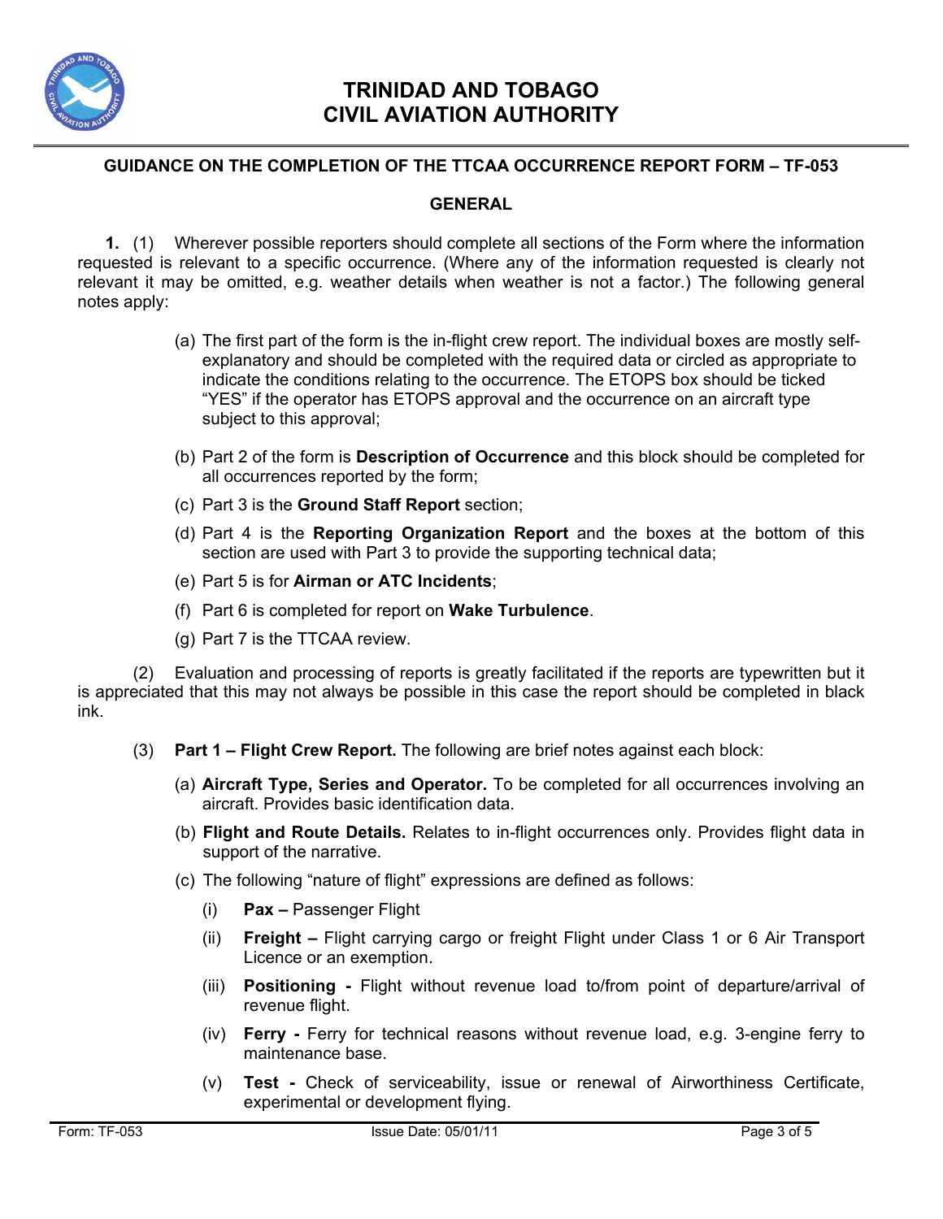# TRINIDAD AND TOBAGO CIVIL AVIATION AUTHORITY

## GUIDANCE ON THE COMPLETION OF THE TTCAA OCCURRENCE REPORT FORM – TF-053

### GENERAL

**1.** (1) Wherever possible reporters should complete all sections of the Form where the information requested is relevant to a specific occurrence. (Where any of the information requested is clearly not relevant it may be omitted, e.g. weather details when weather is not a factor.) The following general notes apply:

(a) The first part of the form is the in-flight crew report. The individual boxes are mostly self-explanatory and should be completed with the required data or circled as appropriate to indicate the conditions relating to the occurrence. The ETOPS box should be ticked "YES" if the operator has ETOPS approval and the occurrence on an aircraft type subject to this approval;

(b) Part 2 of the form is **Description of Occurrence** and this block should be completed for all occurrences reported by the form;

(c) Part 3 is the **Ground Staff Report** section;

(d) Part 4 is the **Reporting Organization Report** and the boxes at the bottom of this section are used with Part 3 to provide the supporting technical data;

(e) Part 5 is for **Airman or ATC Incidents**;

(f) Part 6 is completed for report on **Wake Turbulence**.

(g) Part 7 is the TTCAA review.

(2) Evaluation and processing of reports is greatly facilitated if the reports are typewritten but it is appreciated that this may not always be possible in this case the report should be completed in black ink.

(3) **Part 1 – Flight Crew Report.** The following are brief notes against each block:

(a) **Aircraft Type, Series and Operator.** To be completed for all occurrences involving an aircraft. Provides basic identification data.

(b) **Flight and Route Details.** Relates to in-flight occurrences only. Provides flight data in support of the narrative.

(c) The following "nature of flight" expressions are defined as follows:

(i) **Pax –** Passenger Flight

(ii) **Freight –** Flight carrying cargo or freight Flight under Class 1 or 6 Air Transport Licence or an exemption.

(iii) **Positioning -** Flight without revenue load to/from point of departure/arrival of revenue flight.

(iv) **Ferry -** Ferry for technical reasons without revenue load, e.g. 3-engine ferry to maintenance base.

(v) **Test -** Check of serviceability, issue or renewal of Airworthiness Certificate, experimental or development flying.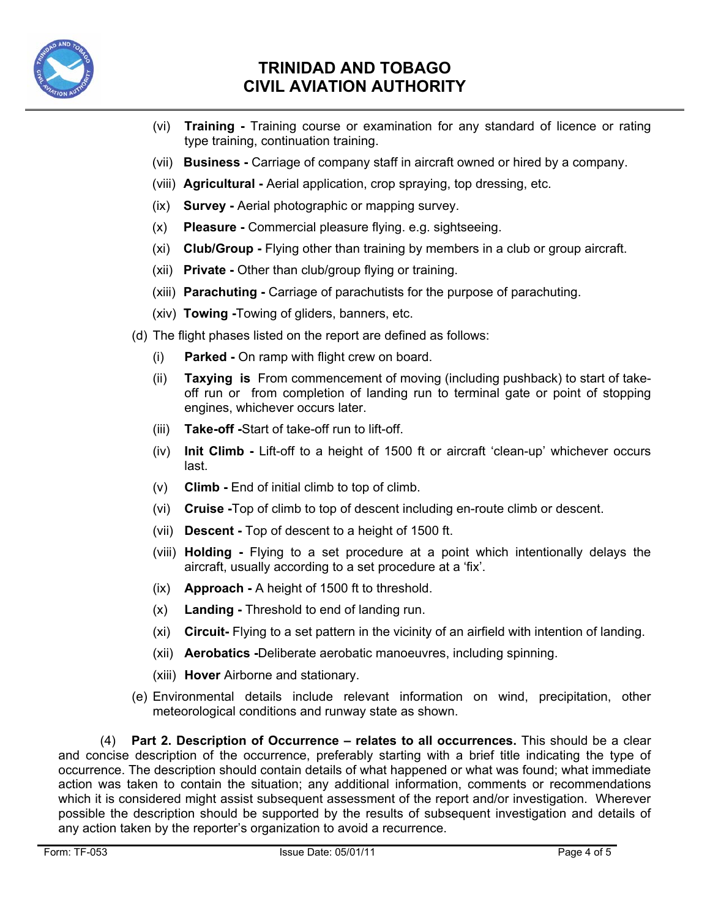(vi) **Training -** Training course or examination for any standard of licence or rating type training, continuation training.

(vii) **Business -** Carriage of company staff in aircraft owned or hired by a company.

(viii) **Agricultural -** Aerial application, crop spraying, top dressing, etc.

(ix) **Survey -** Aerial photographic or mapping survey.

(x) **Pleasure -** Commercial pleasure flying. e.g. sightseeing.

(xi) **Club/Group -** Flying other than training by members in a club or group aircraft.

(xii) **Private -** Other than club/group flying or training.

(xiii) **Parachuting -** Carriage of parachutists for the purpose of parachuting.

(xiv) **Towing -**Towing of gliders, banners, etc.

(d) The flight phases listed on the report are defined as follows:

(i) **Parked -** On ramp with flight crew on board.

(ii) **Taxying is** From commencement of moving (including pushback) to start of take-off run or from completion of landing run to terminal gate or point of stopping engines, whichever occurs later.

(iii) **Take-off -**Start of take-off run to lift-off.

(iv) **Init Climb -** Lift-off to a height of 1500 ft or aircraft 'clean-up' whichever occurs last.

(v) **Climb -** End of initial climb to top of climb.

(vi) **Cruise -**Top of climb to top of descent including en-route climb or descent.

(vii) **Descent -** Top of descent to a height of 1500 ft.

(viii) **Holding -** Flying to a set procedure at a point which intentionally delays the aircraft, usually according to a set procedure at a 'fix'.

(ix) **Approach -** A height of 1500 ft to threshold.

(x) **Landing -** Threshold to end of landing run.

(xi) **Circuit-** Flying to a set pattern in the vicinity of an airfield with intention of landing.

(xii) **Aerobatics -**Deliberate aerobatic manoeuvres, including spinning.

(xiii) **Hover** Airborne and stationary.

(e) Environmental details include relevant information on wind, precipitation, other meteorological conditions and runway state as shown.

(4) **Part 2. Description of Occurrence – relates to all occurrences.** This should be a clear and concise description of the occurrence, preferably starting with a brief title indicating the type of occurrence. The description should contain details of what happened or what was found; what immediate action was taken to contain the situation; any additional information, comments or recommendations which it is considered might assist subsequent assessment of the report and/or investigation. Wherever possible the description should be supported by the results of subsequent investigation and details of any action taken by the reporter's organization to avoid a recurrence.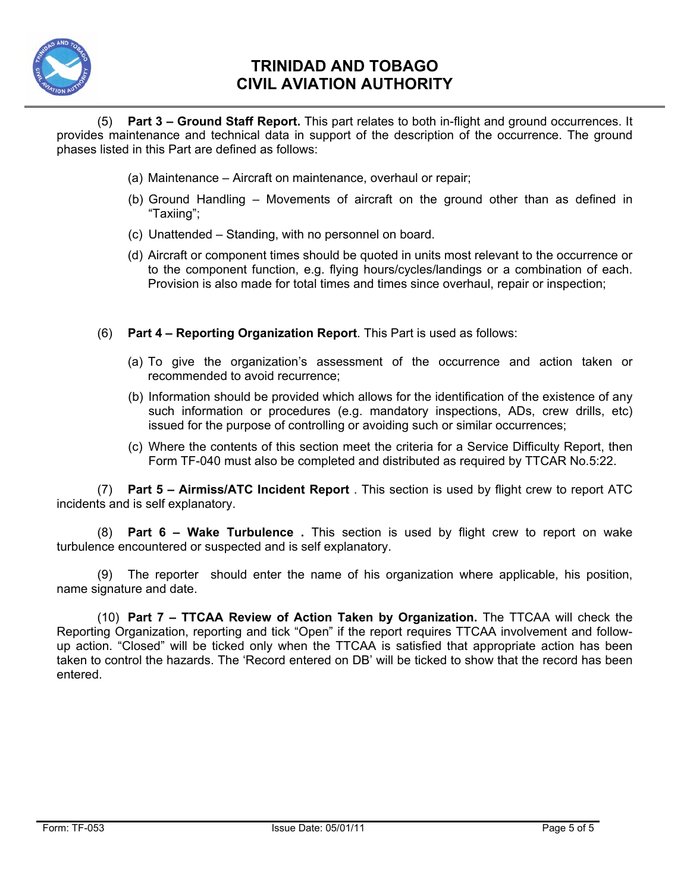(5) **Part 3 – Ground Staff Report.** This part relates to both in-flight and ground occurrences. It provides maintenance and technical data in support of the description of the occurrence. The ground phases listed in this Part are defined as follows:

(a) Maintenance – Aircraft on maintenance, overhaul or repair;

(b) Ground Handling – Movements of aircraft on the ground other than as defined in "Taxiing";

(c) Unattended – Standing, with no personnel on board.

(d) Aircraft or component times should be quoted in units most relevant to the occurrence or to the component function, e.g. flying hours/cycles/landings or a combination of each. Provision is also made for total times and times since overhaul, repair or inspection;

(6) **Part 4 – Reporting Organization Report**. This Part is used as follows:

(a) To give the organization's assessment of the occurrence and action taken or recommended to avoid recurrence;

(b) Information should be provided which allows for the identification of the existence of any such information or procedures (e.g. mandatory inspections, ADs, crew drills, etc) issued for the purpose of controlling or avoiding such or similar occurrences;

(c) Where the contents of this section meet the criteria for a Service Difficulty Report, then Form TF-040 must also be completed and distributed as required by TTCAR No.5:22.

(7) **Part 5 – Airmiss/ATC Incident Report** . This section is used by flight crew to report ATC incidents and is self explanatory.

(8) **Part 6 – Wake Turbulence .** This section is used by flight crew to report on wake turbulence encountered or suspected and is self explanatory.

(9) The reporter should enter the name of his organization where applicable, his position, name signature and date.

(10) **Part 7 – TTCAA Review of Action Taken by Organization.** The TTCAA will check the Reporting Organization, reporting and tick "Open" if the report requires TTCAA involvement and follow-up action. "Closed" will be ticked only when the TTCAA is satisfied that appropriate action has been taken to control the hazards. The 'Record entered on DB' will be ticked to show that the record has been entered.